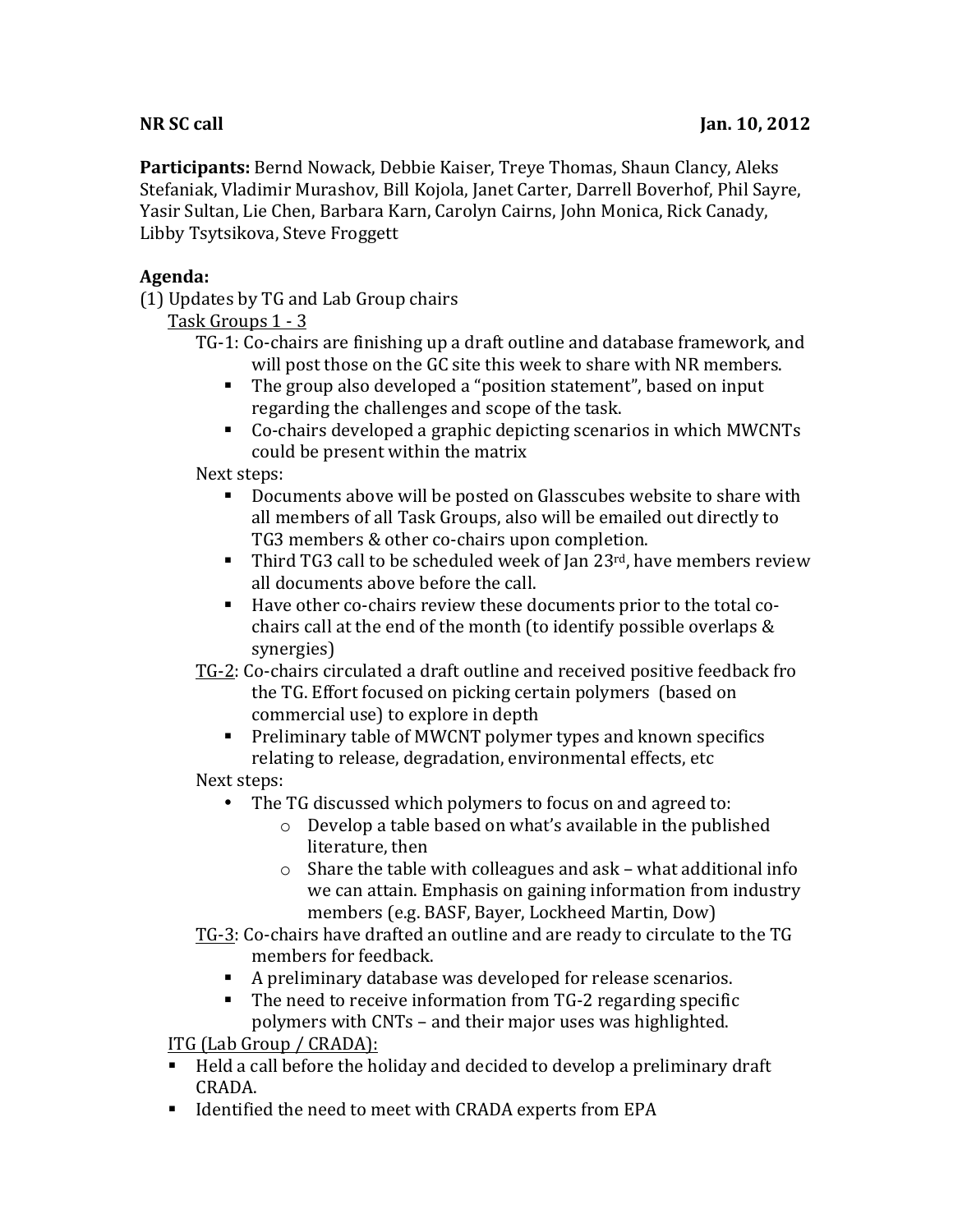**NR SC call** **Jan. 10, 2012**

**Participants:** Bernd Nowack, Debbie Kaiser, Treye Thomas, Shaun Clancy, Aleks Stefaniak, Vladimir Murashov, Bill Kojola, Janet Carter, Darrell Boverhof, Phil Sayre, Yasir Sultan, Lie Chen, Barbara Karn, Carolyn Cairns, John Monica, Rick Canady, Libby Tsytsikova, Steve Froggett

**Agenda:**

(1) Updates by TG and Lab Group chairs

<u>Task Groups 1 - 3</u>

TG-1: Co-chairs are finishing up a draft outline and database framework, and will post those on the GC site this week to share with NR members.

- The group also developed a "position statement", based on input regarding the challenges and scope of the task.
- Co-chairs developed a graphic depicting scenarios in which MWCNTs could be present within the matrix

Next steps:

- Documents above will be posted on Glasscubes website to share with all members of all Task Groups, also will be emailed out directly to TG3 members & other co-chairs upon completion.
- Third TG3 call to be scheduled week of Jan 23rd, have members review all documents above before the call.
- Have other co-chairs review these documents prior to the total co-chairs call at the end of the month (to identify possible overlaps & synergies)

<u>TG-2</u>: Co-chairs circulated a draft outline and received positive feedback fro the TG. Effort focused on picking certain polymers (based on commercial use) to explore in depth

- Preliminary table of MWCNT polymer types and known specifics relating to release, degradation, environmental effects, etc

Next steps:

- The TG discussed which polymers to focus on and agreed to:
  - Develop a table based on what's available in the published literature, then
  - Share the table with colleagues and ask – what additional info we can attain. Emphasis on gaining information from industry members (e.g. BASF, Bayer, Lockheed Martin, Dow)

<u>TG-3</u>: Co-chairs have drafted an outline and are ready to circulate to the TG members for feedback.

- A preliminary database was developed for release scenarios.
- The need to receive information from TG-2 regarding specific polymers with CNTs – and their major uses was highlighted.

<u>ITG (Lab Group / CRADA):</u>

- Held a call before the holiday and decided to develop a preliminary draft CRADA.
- Identified the need to meet with CRADA experts from EPA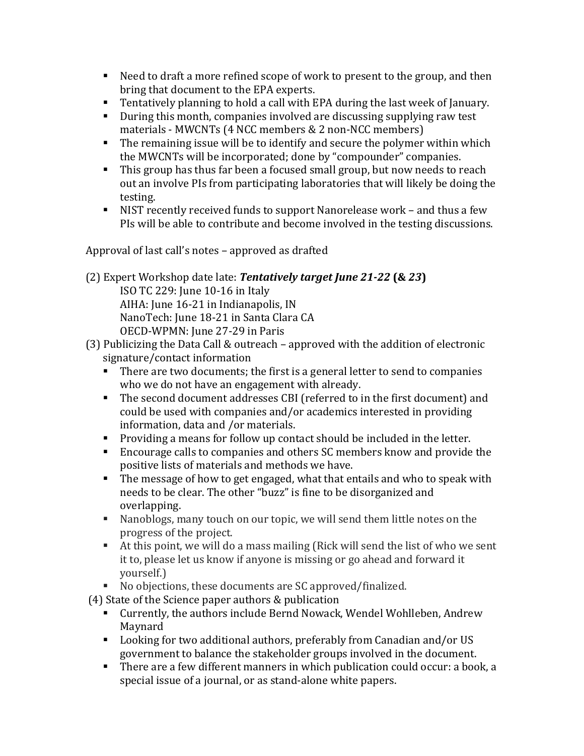- Need to draft a more refined scope of work to present to the group, and then bring that document to the EPA experts.
- Tentatively planning to hold a call with EPA during the last week of January.
- During this month, companies involved are discussing supplying raw test materials - MWCNTs (4 NCC members & 2 non-NCC members)
- The remaining issue will be to identify and secure the polymer within which the MWCNTs will be incorporated; done by "compounder" companies.
- This group has thus far been a focused small group, but now needs to reach out an involve PIs from participating laboratories that will likely be doing the testing.
- NIST recently received funds to support Nanorelease work – and thus a few PIs will be able to contribute and become involved in the testing discussions.

Approval of last call's notes – approved as drafted

(2) Expert Workshop date late: ***Tentatively target June 21-22* (& *23*)**

ISO TC 229: June 10-16 in Italy
AIHA: June 16-21 in Indianapolis, IN
NanoTech: June 18-21 in Santa Clara CA
OECD-WPMN: June 27-29 in Paris

(3) Publicizing the Data Call & outreach – approved with the addition of electronic signature/contact information

- There are two documents; the first is a general letter to send to companies who we do not have an engagement with already.
- The second document addresses CBI (referred to in the first document) and could be used with companies and/or academics interested in providing information, data and /or materials.
- Providing a means for follow up contact should be included in the letter.
- Encourage calls to companies and others SC members know and provide the positive lists of materials and methods we have.
- The message of how to get engaged, what that entails and who to speak with needs to be clear. The other "buzz" is fine to be disorganized and overlapping.
- Nanoblogs, many touch on our topic, we will send them little notes on the progress of the project.
- At this point, we will do a mass mailing (Rick will send the list of who we sent it to, please let us know if anyone is missing or go ahead and forward it yourself.)
- No objections, these documents are SC approved/finalized.

(4) State of the Science paper authors & publication

- Currently, the authors include Bernd Nowack, Wendel Wohlleben, Andrew Maynard
- Looking for two additional authors, preferably from Canadian and/or US government to balance the stakeholder groups involved in the document.
- There are a few different manners in which publication could occur: a book, a special issue of a journal, or as stand-alone white papers.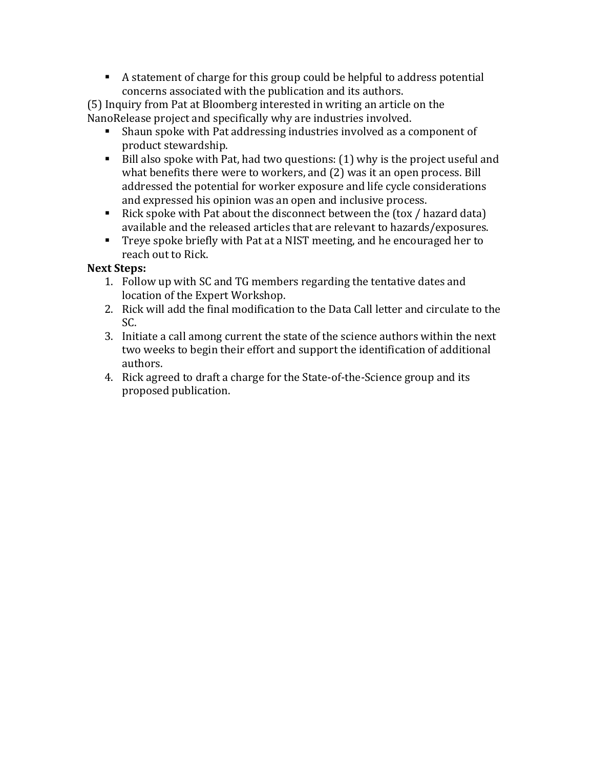- A statement of charge for this group could be helpful to address potential concerns associated with the publication and its authors.

(5) Inquiry from Pat at Bloomberg interested in writing an article on the NanoRelease project and specifically why are industries involved.

- Shaun spoke with Pat addressing industries involved as a component of product stewardship.
- Bill also spoke with Pat, had two questions: (1) why is the project useful and what benefits there were to workers, and (2) was it an open process. Bill addressed the potential for worker exposure and life cycle considerations and expressed his opinion was an open and inclusive process.
- Rick spoke with Pat about the disconnect between the (tox / hazard data) available and the released articles that are relevant to hazards/exposures.
- Treye spoke briefly with Pat at a NIST meeting, and he encouraged her to reach out to Rick.

**Next Steps:**

1. Follow up with SC and TG members regarding the tentative dates and location of the Expert Workshop.
2. Rick will add the final modification to the Data Call letter and circulate to the SC.
3. Initiate a call among current the state of the science authors within the next two weeks to begin their effort and support the identification of additional authors.
4. Rick agreed to draft a charge for the State-of-the-Science group and its proposed publication.